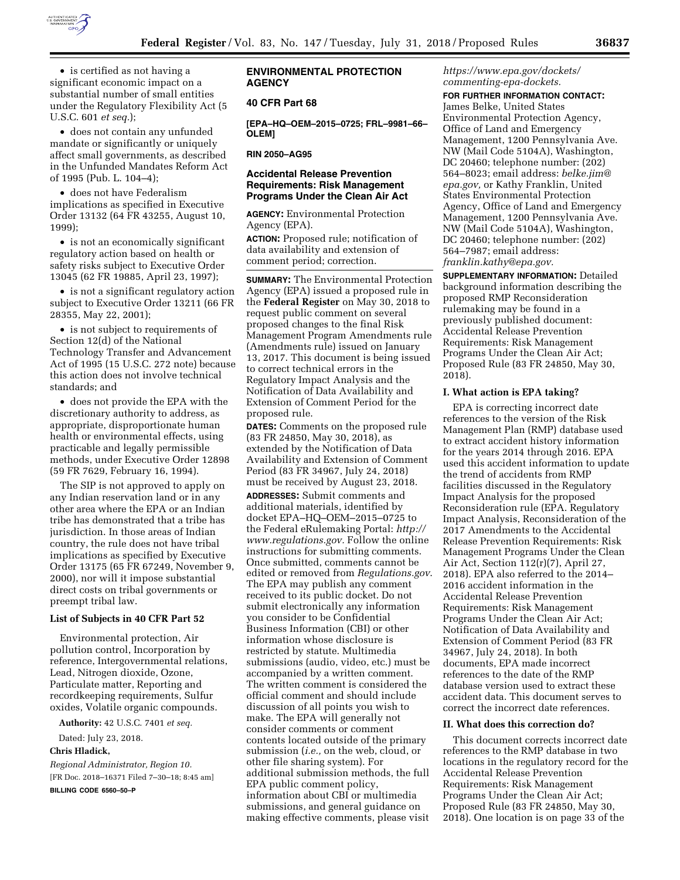- is certified as not having a significant economic impact on a substantial number of small entities under the Regulatory Flexibility Act (5 U.S.C. 601 *et seq.*);

- does not contain any unfunded mandate or significantly or uniquely affect small governments, as described in the Unfunded Mandates Reform Act of 1995 (Pub. L. 104–4);

- does not have Federalism implications as specified in Executive Order 13132 (64 FR 43255, August 10, 1999);

- is not an economically significant regulatory action based on health or safety risks subject to Executive Order 13045 (62 FR 19885, April 23, 1997);

- is not a significant regulatory action subject to Executive Order 13211 (66 FR 28355, May 22, 2001);

- is not subject to requirements of Section 12(d) of the National Technology Transfer and Advancement Act of 1995 (15 U.S.C. 272 note) because this action does not involve technical standards; and

- does not provide the EPA with the discretionary authority to address, as appropriate, disproportionate human health or environmental effects, using practicable and legally permissible methods, under Executive Order 12898 (59 FR 7629, February 16, 1994).

The SIP is not approved to apply on any Indian reservation land or in any other area where the EPA or an Indian tribe has demonstrated that a tribe has jurisdiction. In those areas of Indian country, the rule does not have tribal implications as specified by Executive Order 13175 (65 FR 67249, November 9, 2000), nor will it impose substantial direct costs on tribal governments or preempt tribal law.

### List of Subjects in 40 CFR Part 52

Environmental protection, Air pollution control, Incorporation by reference, Intergovernmental relations, Lead, Nitrogen dioxide, Ozone, Particulate matter, Reporting and recordkeeping requirements, Sulfur oxides, Volatile organic compounds.

**Authority:** 42 U.S.C. 7401 *et seq.*

Dated: July 23, 2018.

**Chris Hladick,**

*Regional Administrator, Region 10.*

[FR Doc. 2018–16371 Filed 7–30–18; 8:45 am]

**BILLING CODE 6560–50–P**

## ENVIRONMENTAL PROTECTION AGENCY

### 40 CFR Part 68

**[EPA–HQ–OEM–2015–0725; FRL–9981–66–OLEM]**

**RIN 2050–AG95**

### Accidental Release Prevention Requirements: Risk Management Programs Under the Clean Air Act

**AGENCY:** Environmental Protection Agency (EPA).

**ACTION:** Proposed rule; notification of data availability and extension of comment period; correction.

**SUMMARY:** The Environmental Protection Agency (EPA) issued a proposed rule in the **Federal Register** on May 30, 2018 to request public comment on several proposed changes to the final Risk Management Program Amendments rule (Amendments rule) issued on January 13, 2017. This document is being issued to correct technical errors in the Regulatory Impact Analysis and the Notification of Data Availability and Extension of Comment Period for the proposed rule.

**DATES:** Comments on the proposed rule (83 FR 24850, May 30, 2018), as extended by the Notification of Data Availability and Extension of Comment Period (83 FR 34967, July 24, 2018) must be received by August 23, 2018.

**ADDRESSES:** Submit comments and additional materials, identified by docket EPA–HQ–OEM–2015–0725 to the Federal eRulemaking Portal: *http://www.regulations.gov.* Follow the online instructions for submitting comments. Once submitted, comments cannot be edited or removed from *Regulations.gov*. The EPA may publish any comment received to its public docket. Do not submit electronically any information you consider to be Confidential Business Information (CBI) or other information whose disclosure is restricted by statute. Multimedia submissions (audio, video, etc.) must be accompanied by a written comment. The written comment is considered the official comment and should include discussion of all points you wish to make. The EPA will generally not consider comments or comment contents located outside of the primary submission (*i.e.,* on the web, cloud, or other file sharing system). For additional submission methods, the full EPA public comment policy, information about CBI or multimedia submissions, and general guidance on making effective comments, please visit *https://www.epa.gov/dockets/commenting-epa-dockets.*

**FOR FURTHER INFORMATION CONTACT:** James Belke, United States Environmental Protection Agency, Office of Land and Emergency Management, 1200 Pennsylvania Ave. NW (Mail Code 5104A), Washington, DC 20460; telephone number: (202) 564–8023; email address: *belke.jim@epa.gov,* or Kathy Franklin, United States Environmental Protection Agency, Office of Land and Emergency Management, 1200 Pennsylvania Ave. NW (Mail Code 5104A), Washington, DC 20460; telephone number: (202) 564–7987; email address: *franklin.kathy@epa.gov.*

**SUPPLEMENTARY INFORMATION:** Detailed background information describing the proposed RMP Reconsideration rulemaking may be found in a previously published document: Accidental Release Prevention Requirements: Risk Management Programs Under the Clean Air Act; Proposed Rule (83 FR 24850, May 30, 2018).

### I. What action is EPA taking?

EPA is correcting incorrect date references to the version of the Risk Management Plan (RMP) database used to extract accident history information for the years 2014 through 2016. EPA used this accident information to update the trend of accidents from RMP facilities discussed in the Regulatory Impact Analysis for the proposed Reconsideration rule (EPA. Regulatory Impact Analysis, Reconsideration of the 2017 Amendments to the Accidental Release Prevention Requirements: Risk Management Programs Under the Clean Air Act, Section 112(r)(7), April 27, 2018). EPA also referred to the 2014–2016 accident information in the Accidental Release Prevention Requirements: Risk Management Programs Under the Clean Air Act; Notification of Data Availability and Extension of Comment Period (83 FR 34967, July 24, 2018). In both documents, EPA made incorrect references to the date of the RMP database version used to extract these accident data. This document serves to correct the incorrect date references.

### II. What does this correction do?

This document corrects incorrect date references to the RMP database in two locations in the regulatory record for the Accidental Release Prevention Requirements: Risk Management Programs Under the Clean Air Act; Proposed Rule (83 FR 24850, May 30, 2018). One location is on page 33 of the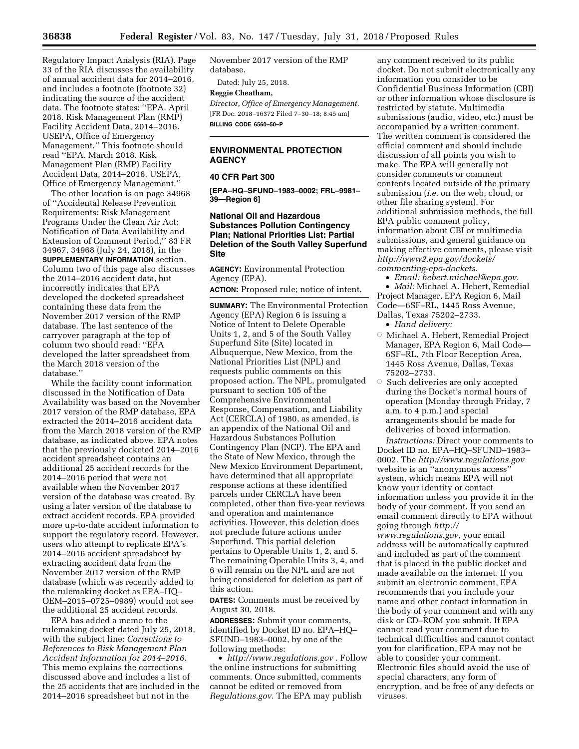Regulatory Impact Analysis (RIA). Page 33 of the RIA discusses the availability of annual accident data for 2014–2016, and includes a footnote (footnote 32) indicating the source of the accident data. The footnote states: ''EPA. April 2018. Risk Management Plan (RMP) Facility Accident Data, 2014–2016. USEPA, Office of Emergency Management.'' This footnote should read ''EPA. March 2018. Risk Management Plan (RMP) Facility Accident Data, 2014–2016. USEPA, Office of Emergency Management.''

The other location is on page 34968 of ''Accidental Release Prevention Requirements: Risk Management Programs Under the Clean Air Act; Notification of Data Availability and Extension of Comment Period,'' 83 FR 34967, 34968 (July 24, 2018), in the **SUPPLEMENTARY INFORMATION** section. Column two of this page also discusses the 2014–2016 accident data, but incorrectly indicates that EPA developed the docketed spreadsheet containing these data from the November 2017 version of the RMP database. The last sentence of the carryover paragraph at the top of column two should read: ''EPA developed the latter spreadsheet from the March 2018 version of the database.''

While the facility count information discussed in the Notification of Data Availability was based on the November 2017 version of the RMP database, EPA extracted the 2014–2016 accident data from the March 2018 version of the RMP database, as indicated above. EPA notes that the previously docketed 2014–2016 accident spreadsheet contains an additional 25 accident records for the 2014–2016 period that were not available when the November 2017 version of the database was created. By using a later version of the database to extract accident records, EPA provided more up-to-date accident information to support the regulatory record. However, users who attempt to replicate EPA's 2014–2016 accident spreadsheet by extracting accident data from the November 2017 version of the RMP database (which was recently added to the rulemaking docket as EPA–HQ–OEM–2015–0725–0989) would not see the additional 25 accident records.

EPA has added a memo to the rulemaking docket dated July 25, 2018, with the subject line: *Corrections to References to Risk Management Plan Accident Information for 2014–2016.* This memo explains the corrections discussed above and includes a list of the 25 accidents that are included in the 2014–2016 spreadsheet but not in the November 2017 version of the RMP database.

Dated: July 25, 2018.

**Reggie Cheatham,**

*Director, Office of Emergency Management.*

[FR Doc. 2018–16372 Filed 7–30–18; 8:45 am]

**BILLING CODE 6560–50–P**

---

## ENVIRONMENTAL PROTECTION AGENCY

### 40 CFR Part 300

**[EPA–HQ–SFUND–1983–0002; FRL–9981–39—Region 6]**

### National Oil and Hazardous Substances Pollution Contingency Plan; National Priorities List: Partial Deletion of the South Valley Superfund Site

**AGENCY:** Environmental Protection Agency (EPA).

**ACTION:** Proposed rule; notice of intent.

**SUMMARY:** The Environmental Protection Agency (EPA) Region 6 is issuing a Notice of Intent to Delete Operable Units 1, 2, and 5 of the South Valley Superfund Site (Site) located in Albuquerque, New Mexico, from the National Priorities List (NPL) and requests public comments on this proposed action. The NPL, promulgated pursuant to section 105 of the Comprehensive Environmental Response, Compensation, and Liability Act (CERCLA) of 1980, as amended, is an appendix of the National Oil and Hazardous Substances Pollution Contingency Plan (NCP). The EPA and the State of New Mexico, through the New Mexico Environment Department, have determined that all appropriate response actions at these identified parcels under CERCLA have been completed, other than five-year reviews and operation and maintenance activities. However, this deletion does not preclude future actions under Superfund. This partial deletion pertains to Operable Units 1, 2, and 5. The remaining Operable Units 3, 4, and 6 will remain on the NPL and are not being considered for deletion as part of this action.

**DATES:** Comments must be received by August 30, 2018.

**ADDRESSES:** Submit your comments, identified by Docket ID no. EPA–HQ–SFUND–1983–0002, by one of the following methods:

- *http://www.regulations.gov* . Follow the online instructions for submitting comments. Once submitted, comments cannot be edited or removed from *Regulations.gov*. The EPA may publish any comment received to its public docket. Do not submit electronically any information you consider to be Confidential Business Information (CBI) or other information whose disclosure is restricted by statute. Multimedia submissions (audio, video, etc.) must be accompanied by a written comment. The written comment is considered the official comment and should include discussion of all points you wish to make. The EPA will generally not consider comments or comment contents located outside of the primary submission (*i.e.* on the web, cloud, or other file sharing system). For additional submission methods, the full EPA public comment policy, information about CBI or multimedia submissions, and general guidance on making effective comments, please visit *http://www2.epa.gov/dockets/commenting-epa-dockets.*
- *Email: hebert.michael@epa.gov.*
- *Mail:* Michael A. Hebert, Remedial Project Manager, EPA Region 6, Mail Code—6SF–RL, 1445 Ross Avenue, Dallas, Texas 75202–2733.
- *Hand delivery:*
  - Michael A. Hebert, Remedial Project Manager, EPA Region 6, Mail Code—6SF–RL, 7th Floor Reception Area, 1445 Ross Avenue, Dallas, Texas 75202–2733.
  - Such deliveries are only accepted during the Docket's normal hours of operation (Monday through Friday, 7 a.m. to 4 p.m.) and special arrangements should be made for deliveries of boxed information.

*Instructions:* Direct your comments to Docket ID no. EPA–HQ–SFUND–1983–0002. The *http://www.regulations.gov* website is an ''anonymous access'' system, which means EPA will not know your identity or contact information unless you provide it in the body of your comment. If you send an email comment directly to EPA without going through *http://www.regulations.gov,* your email address will be automatically captured and included as part of the comment that is placed in the public docket and made available on the internet. If you submit an electronic comment, EPA recommends that you include your name and other contact information in the body of your comment and with any disk or CD–ROM you submit. If EPA cannot read your comment due to technical difficulties and cannot contact you for clarification, EPA may not be able to consider your comment. Electronic files should avoid the use of special characters, any form of encryption, and be free of any defects or viruses.